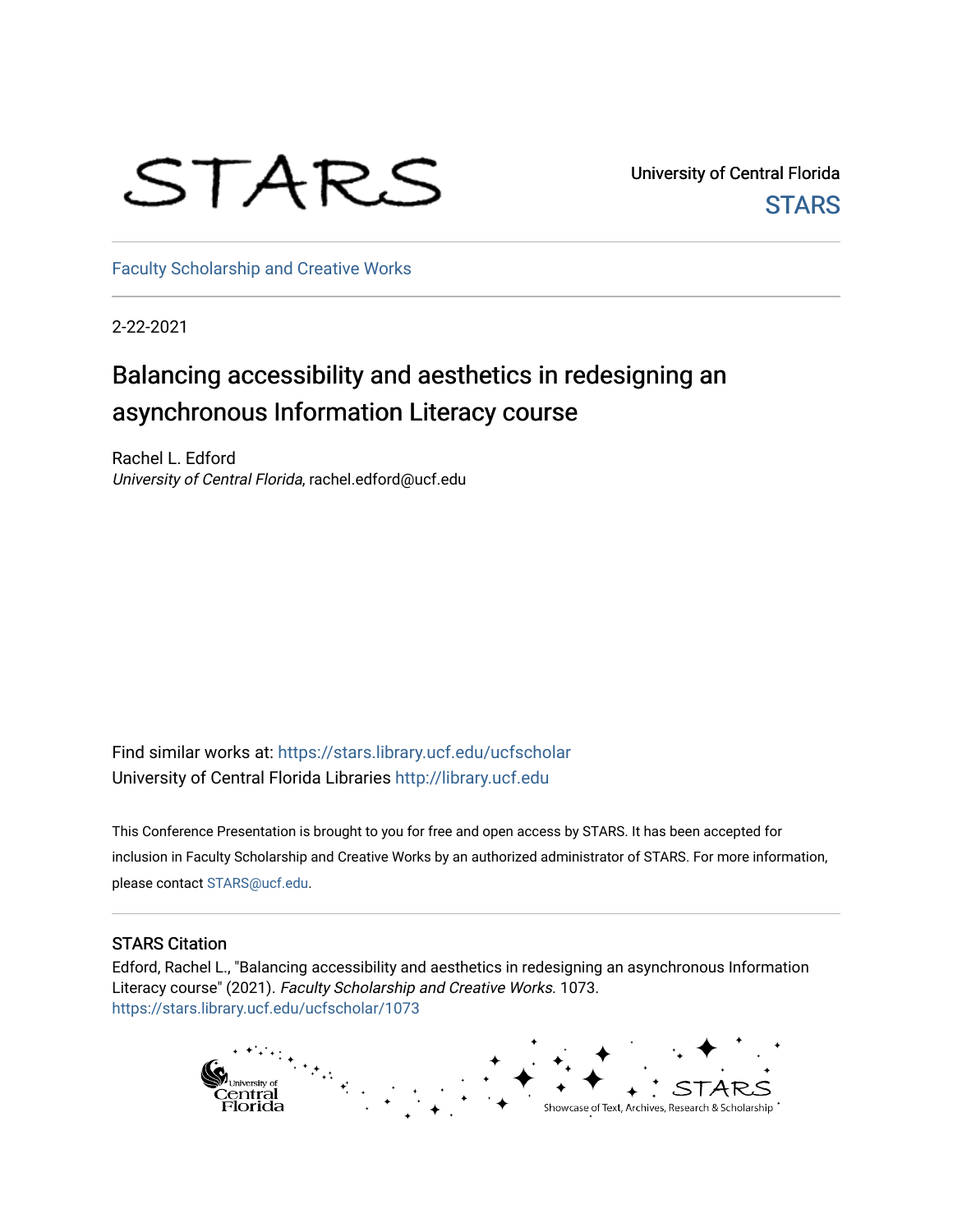University of Central Florida

STARS

Faculty Scholarship and Creative Works

2-22-2021

# Balancing accessibility and aesthetics in redesigning an asynchronous Information Literacy course

Rachel L. Edford
*University of Central Florida*, rachel.edford@ucf.edu

Find similar works at: https://stars.library.ucf.edu/ucfscholar
University of Central Florida Libraries http://library.ucf.edu

This Conference Presentation is brought to you for free and open access by STARS. It has been accepted for inclusion in Faculty Scholarship and Creative Works by an authorized administrator of STARS. For more information, please contact STARS@ucf.edu.

## STARS Citation

Edford, Rachel L., "Balancing accessibility and aesthetics in redesigning an asynchronous Information Literacy course" (2021). *Faculty Scholarship and Creative Works*. 1073.
https://stars.library.ucf.edu/ucfscholar/1073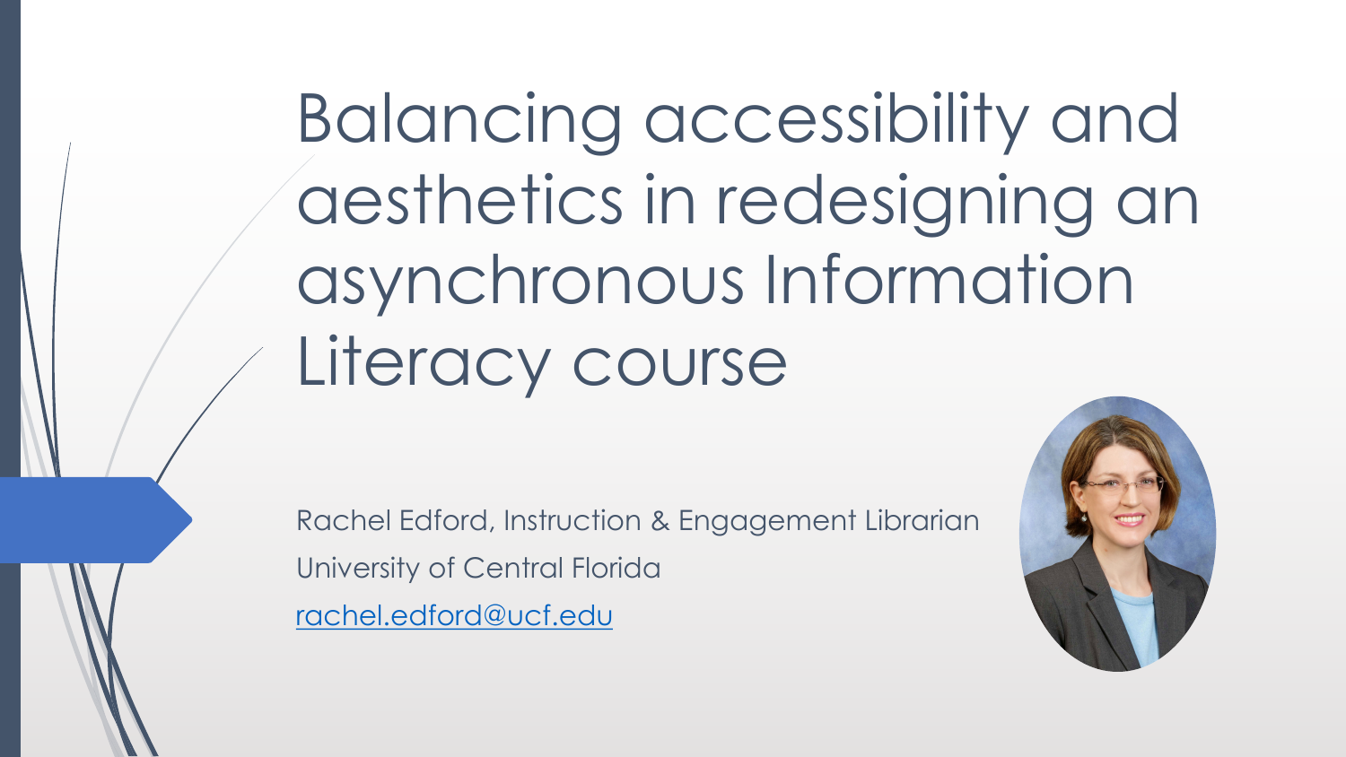# Balancing accessibility and aesthetics in redesigning an asynchronous Information Literacy course

Rachel Edford, Instruction & Engagement Librarian

University of Central Florida

[rachel.edford@ucf.edu](mailto:rachel.edford@ucf.edu)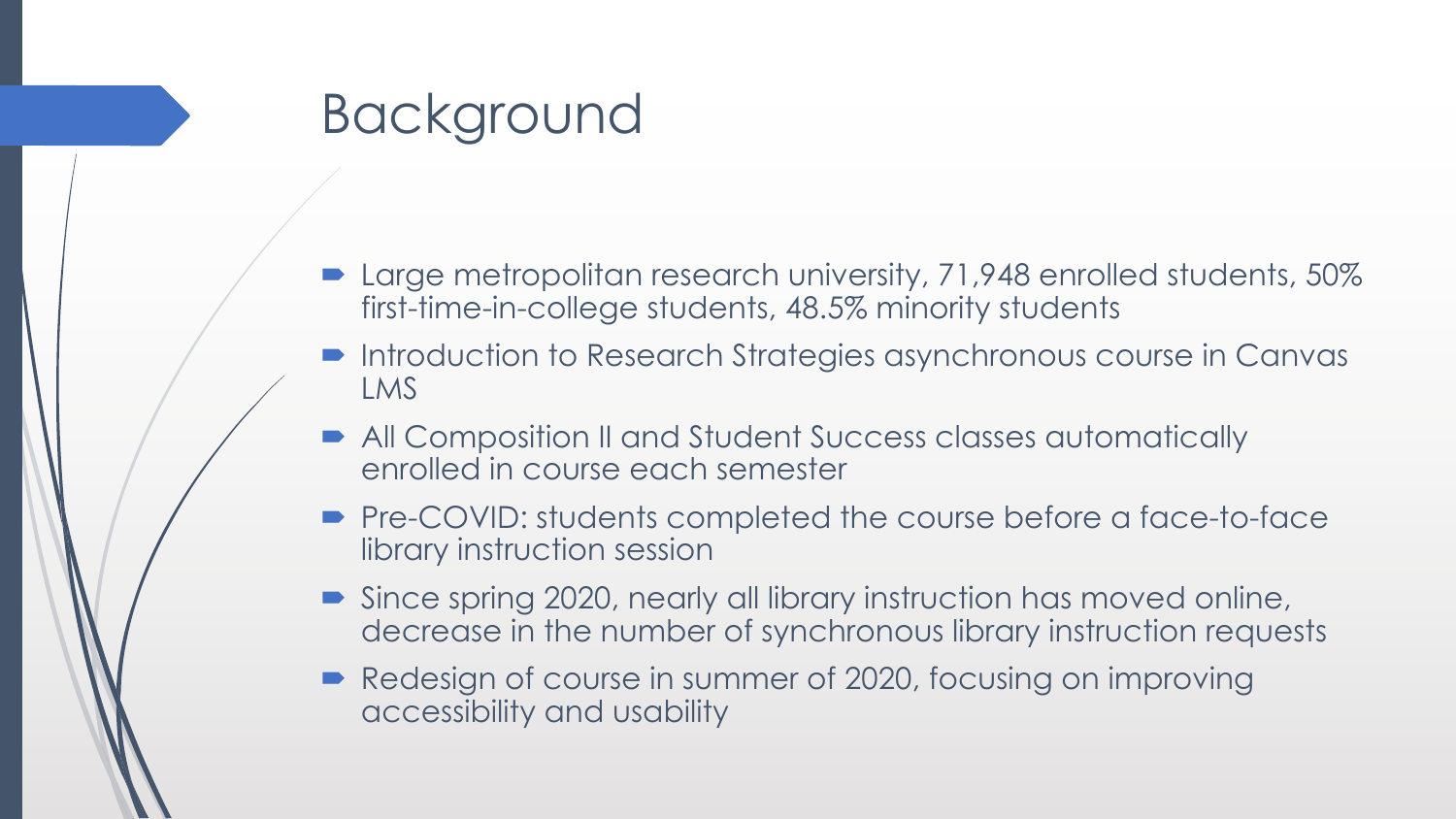# Background

- Large metropolitan research university, 71,948 enrolled students, 50% first-time-in-college students, 48.5% minority students
- Introduction to Research Strategies asynchronous course in Canvas LMS
- All Composition II and Student Success classes automatically enrolled in course each semester
- Pre-COVID: students completed the course before a face-to-face library instruction session
- Since spring 2020, nearly all library instruction has moved online, decrease in the number of synchronous library instruction requests
- Redesign of course in summer of 2020, focusing on improving accessibility and usability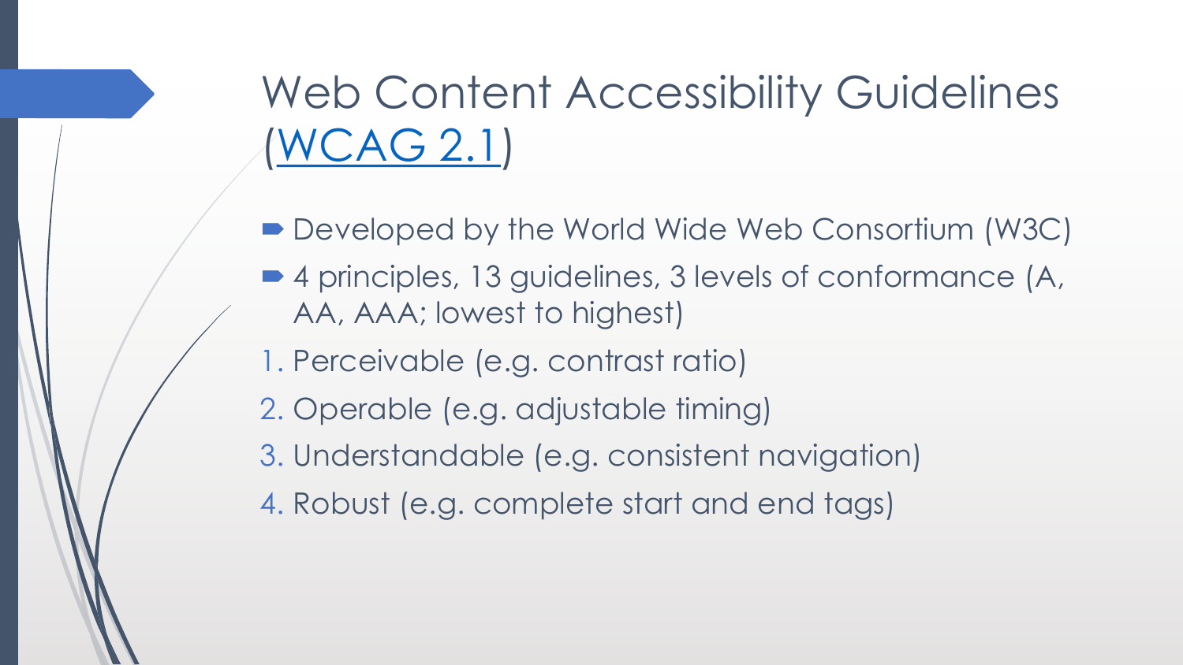# Web Content Accessibility Guidelines (WCAG 2.1)

- Developed by the World Wide Web Consortium (W3C)
- 4 principles, 13 guidelines, 3 levels of conformance (A, AA, AAA; lowest to highest)

1. Perceivable (e.g. contrast ratio)
2. Operable (e.g. adjustable timing)
3. Understandable (e.g. consistent navigation)
4. Robust (e.g. complete start and end tags)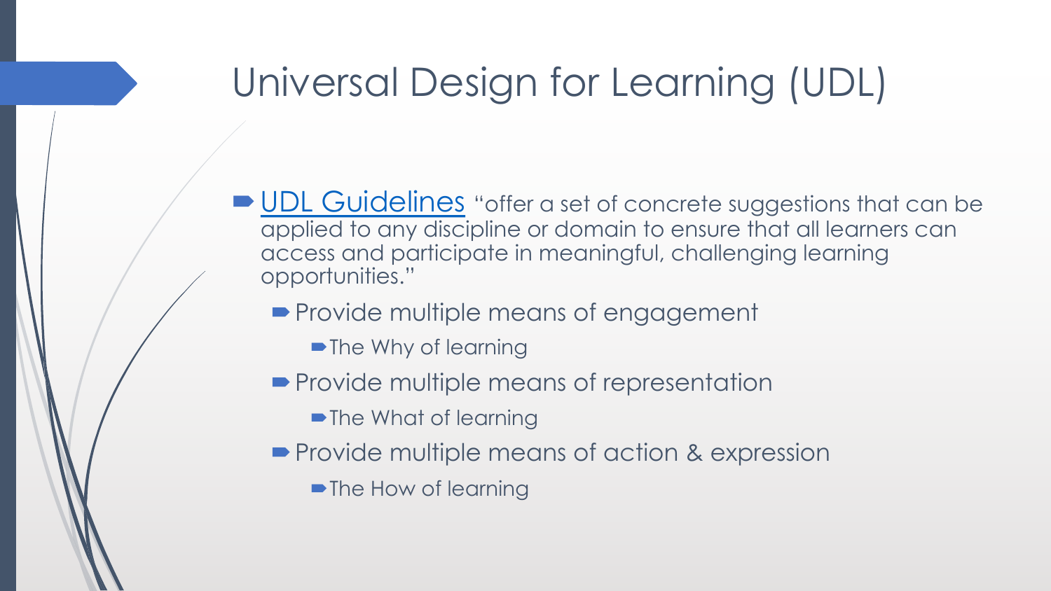# Universal Design for Learning (UDL)

- UDL Guidelines "offer a set of concrete suggestions that can be applied to any discipline or domain to ensure that all learners can access and participate in meaningful, challenging learning opportunities."
  - Provide multiple means of engagement
    - The Why of learning
  - Provide multiple means of representation
    - The What of learning
  - Provide multiple means of action & expression
    - The How of learning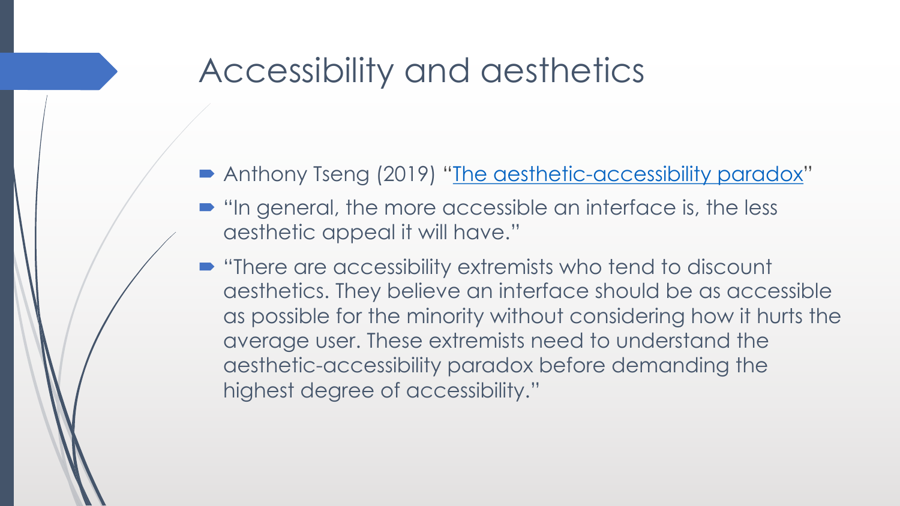# Accessibility and aesthetics

- Anthony Tseng (2019) "The aesthetic-accessibility paradox"
- "In general, the more accessible an interface is, the less aesthetic appeal it will have."
- "There are accessibility extremists who tend to discount aesthetics. They believe an interface should be as accessible as possible for the minority without considering how it hurts the average user. These extremists need to understand the aesthetic-accessibility paradox before demanding the highest degree of accessibility."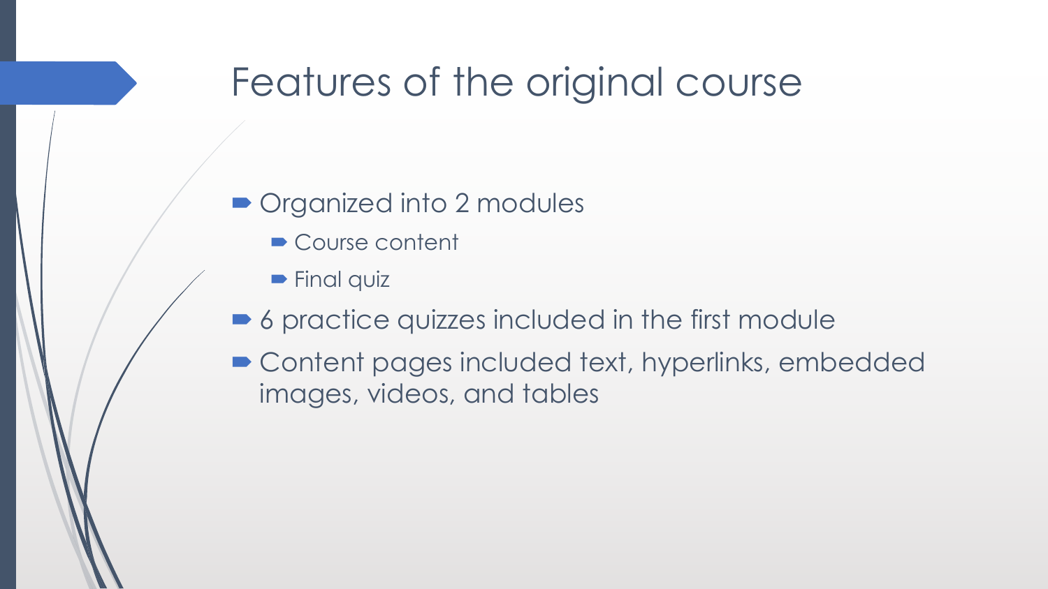# Features of the original course

- Organized into 2 modules
  - Course content
  - Final quiz
- 6 practice quizzes included in the first module
- Content pages included text, hyperlinks, embedded images, videos, and tables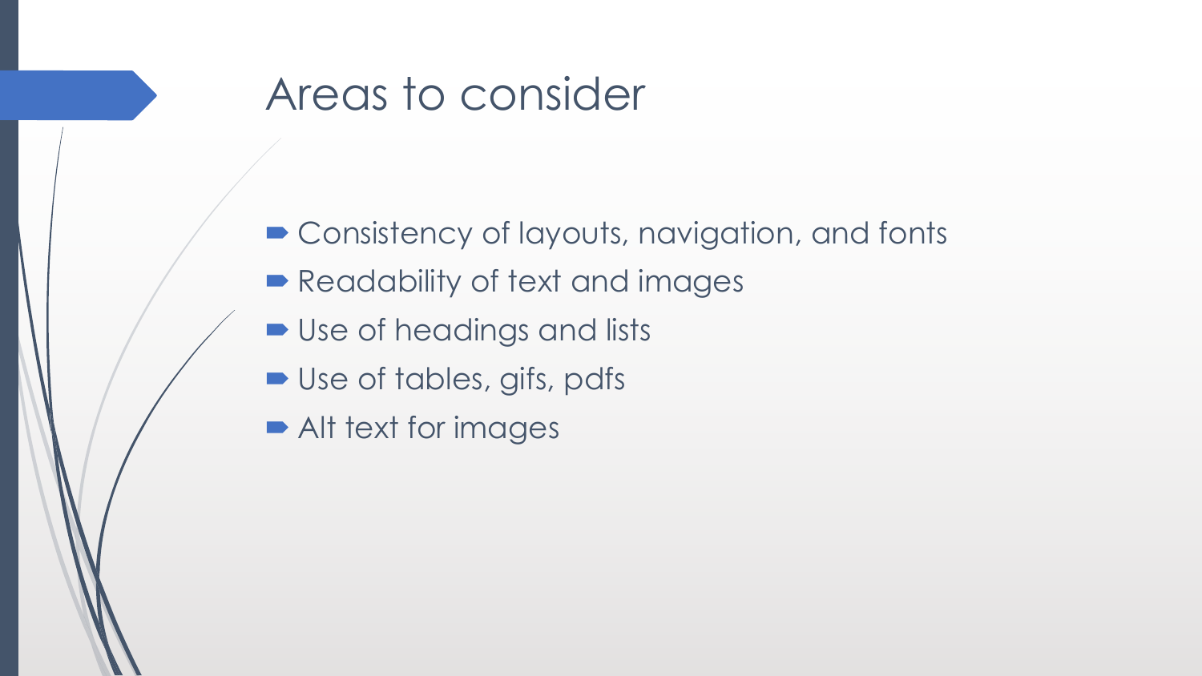# Areas to consider

- Consistency of layouts, navigation, and fonts
- Readability of text and images
- Use of headings and lists
- Use of tables, gifs, pdfs
- Alt text for images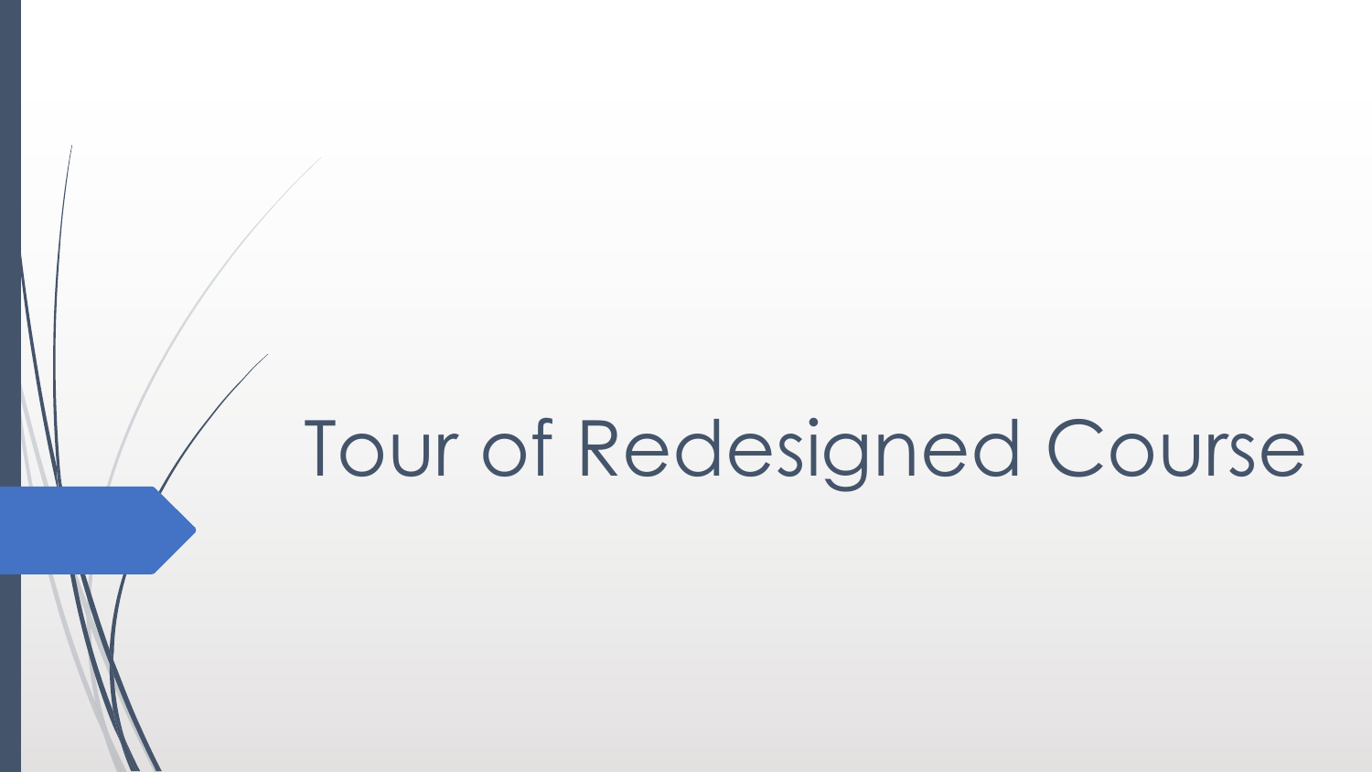# Tour of Redesigned Course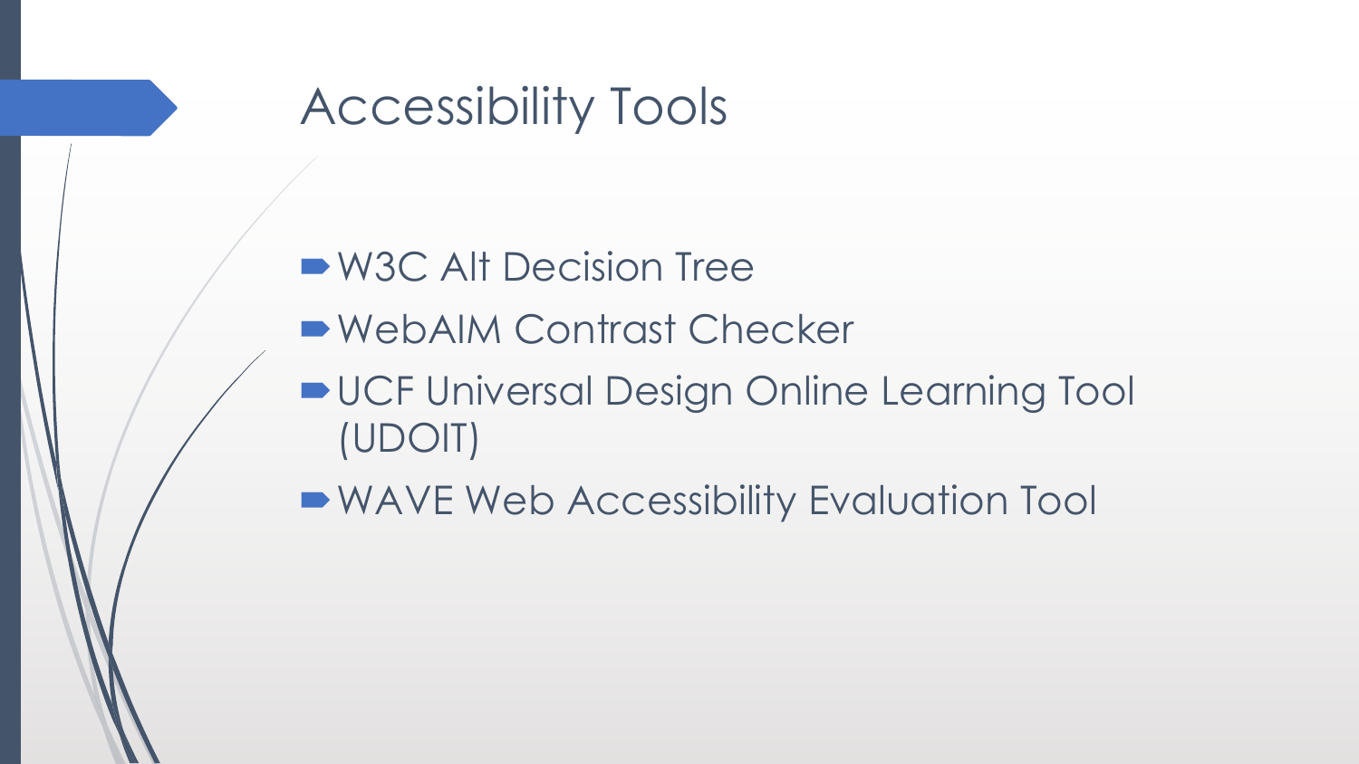# Accessibility Tools

- W3C Alt Decision Tree
- WebAIM Contrast Checker
- UCF Universal Design Online Learning Tool (UDOIT)
- WAVE Web Accessibility Evaluation Tool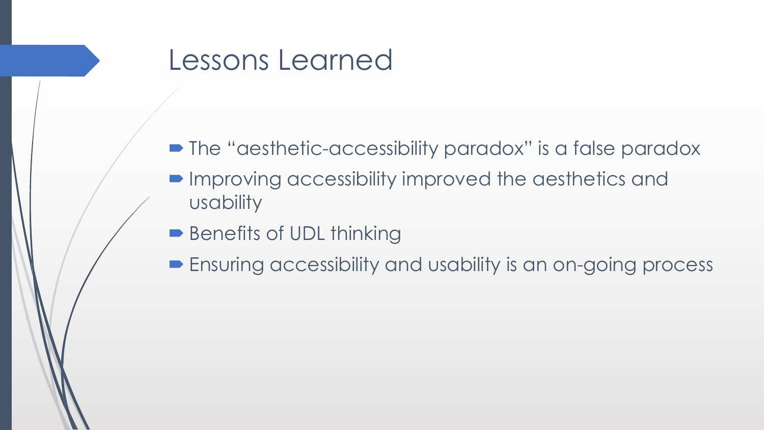# Lessons Learned

- The "aesthetic-accessibility paradox" is a false paradox
- Improving accessibility improved the aesthetics and usability
- Benefits of UDL thinking
- Ensuring accessibility and usability is an on-going process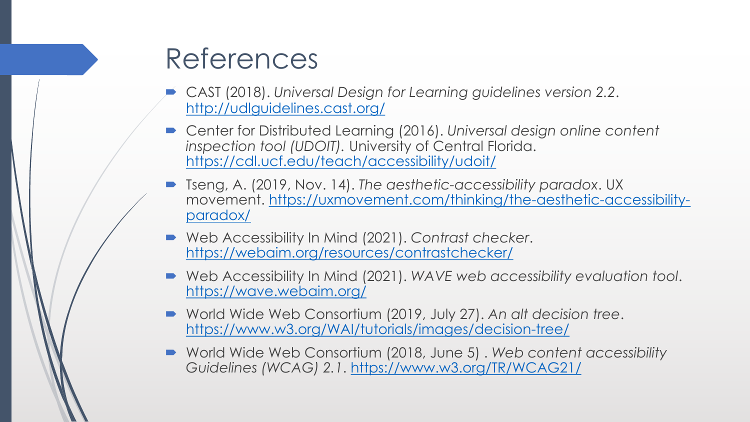# References

- CAST (2018). *Universal Design for Learning guidelines version 2.2*. http://udlguidelines.cast.org/
- Center for Distributed Learning (2016). *Universal design online content inspection tool (UDOIT).* University of Central Florida. https://cdl.ucf.edu/teach/accessibility/udoit/
- Tseng, A. (2019, Nov. 14). *The aesthetic-accessibility paradox*. UX movement. https://uxmovement.com/thinking/the-aesthetic-accessibility-paradox/
- Web Accessibility In Mind (2021). *Contrast checker*. https://webaim.org/resources/contrastchecker/
- Web Accessibility In Mind (2021). *WAVE web accessibility evaluation tool*. https://wave.webaim.org/
- World Wide Web Consortium (2019, July 27). *An alt decision tree*. https://www.w3.org/WAI/tutorials/images/decision-tree/
- World Wide Web Consortium (2018, June 5) . *Web content accessibility Guidelines (WCAG) 2.1*. https://www.w3.org/TR/WCAG21/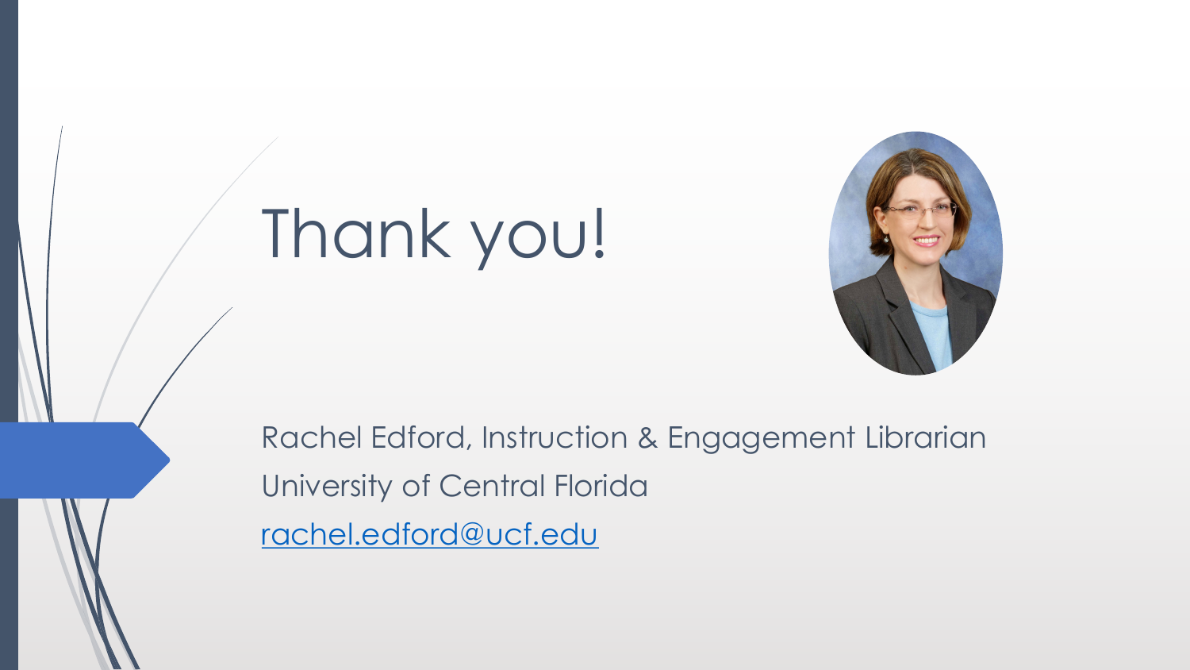# Thank you!

Rachel Edford, Instruction & Engagement Librarian

University of Central Florida

[rachel.edford@ucf.edu](mailto:rachel.edford@ucf.edu)